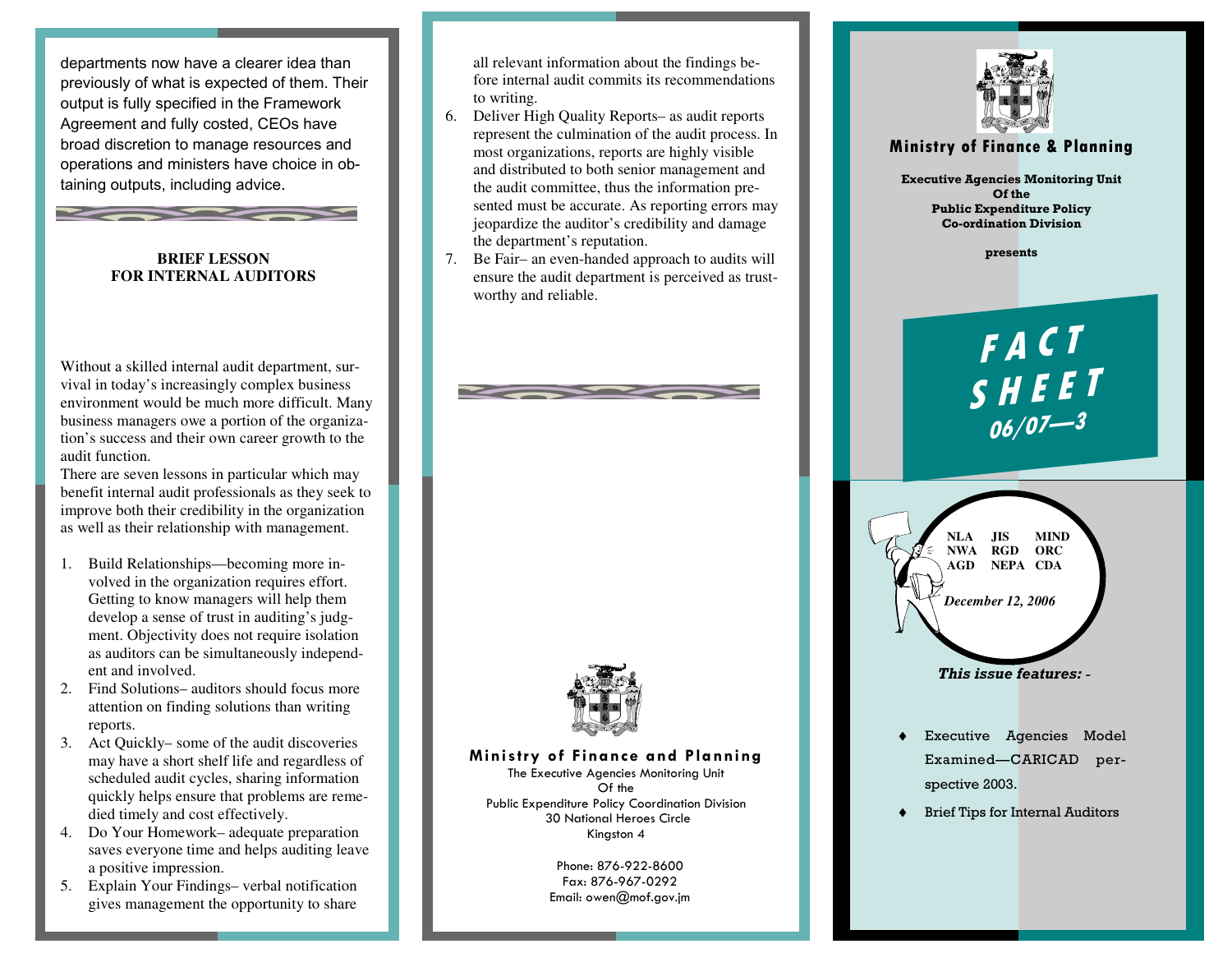departments now have a clearer idea than previously of what is expected of them. Their output is fully specified in the Framework Agreement and fully costed, CEOs have broad discretion to manage resources and operations and ministers have choice in obtaining outputs, including advice.

## BRIEF LESSON FOR INTERNAL AUDITORS

Without a skilled internal audit department, survival in today's increasingly complex business environment would be much more difficult. Many business managers owe a portion of the organization's success and their own career growth to the audit function.

There are seven lessons in particular which may benefit internal audit professionals as they seek to improve both their credibility in the organization as well as their relationship with management.

1. Build Relationships—becoming more involved in the organization requires effort. Getting to know managers will help them develop a sense of trust in auditing's judgment. Objectivity does not require isolation as auditors can be simultaneously independent and involved.
2. Find Solutions– auditors should focus more attention on finding solutions than writing reports.
3. Act Quickly– some of the audit discoveries may have a short shelf life and regardless of scheduled audit cycles, sharing information quickly helps ensure that problems are remedied timely and cost effectively.
4. Do Your Homework– adequate preparation saves everyone time and helps auditing leave a positive impression.
5. Explain Your Findings– verbal notification gives management the opportunity to share all relevant information about the findings before internal audit commits its recommendations to writing.
6. Deliver High Quality Reports– as audit reports represent the culmination of the audit process. In most organizations, reports are highly visible and distributed to both senior management and the audit committee, thus the information presented must be accurate. As reporting errors may jeopardize the auditor's credibility and damage the department's reputation.
7. Be Fair– an even-handed approach to audits will ensure the audit department is perceived as trustworthy and reliable.

**Ministry of Finance and Planning**

The Executive Agencies Monitoring Unit
Of the
Public Expenditure Policy Coordination Division
30 National Heroes Circle
Kingston 4

Phone: 876-922-8600
Fax: 876-967-0292
Email: owen@mof.gov.jm

**Ministry of Finance & Planning**

**Executive Agencies Monitoring Unit**
**Of the**
**Public Expenditure Policy**
**Co-ordination Division**

**presents**

# FACT SHEET 06/07—3

**NLA JIS MIND**
**NWA RGD ORC**
**AGD NEPA CDA**

*December 12, 2006*

***This issue features: -***

- Executive Agencies Model Examined—CARICAD perspective 2003.
- Brief Tips for Internal Auditors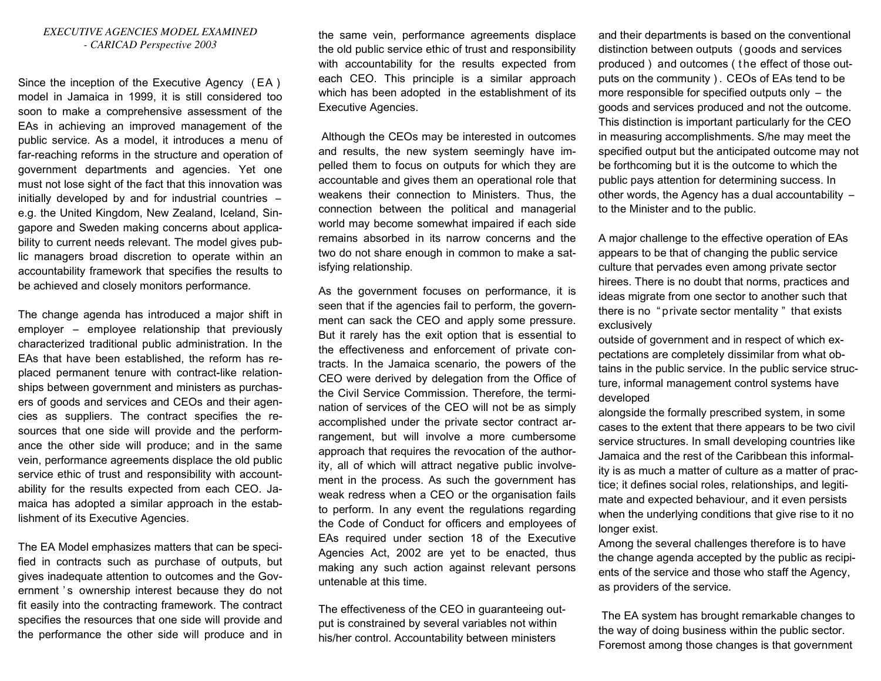*EXECUTIVE AGENCIES MODEL EXAMINED*
*- CARICAD Perspective 2003*

Since the inception of the Executive Agency (EA) model in Jamaica in 1999, it is still considered too soon to make a comprehensive assessment of the EAs in achieving an improved management of the public service. As a model, it introduces a menu of far-reaching reforms in the structure and operation of government departments and agencies. Yet one must not lose sight of the fact that this innovation was initially developed by and for industrial countries – e.g. the United Kingdom, New Zealand, Iceland, Singapore and Sweden making concerns about applicability to current needs relevant. The model gives public managers broad discretion to operate within an accountability framework that specifies the results to be achieved and closely monitors performance.

The change agenda has introduced a major shift in employer – employee relationship that previously characterized traditional public administration. In the EAs that have been established, the reform has replaced permanent tenure with contract-like relationships between government and ministers as purchasers of goods and services and CEOs and their agencies as suppliers. The contract specifies the resources that one side will provide and the performance the other side will produce; and in the same vein, performance agreements displace the old public service ethic of trust and responsibility with accountability for the results expected from each CEO. Jamaica has adopted a similar approach in the establishment of its Executive Agencies.

The EA Model emphasizes matters that can be specified in contracts such as purchase of outputs, but gives inadequate attention to outcomes and the Government's ownership interest because they do not fit easily into the contracting framework. The contract specifies the resources that one side will provide and the performance the other side will produce and in the same vein, performance agreements displace the old public service ethic of trust and responsibility with accountability for the results expected from each CEO. This principle is a similar approach which has been adopted in the establishment of its Executive Agencies.

Although the CEOs may be interested in outcomes and results, the new system seemingly have impelled them to focus on outputs for which they are accountable and gives them an operational role that weakens their connection to Ministers. Thus, the connection between the political and managerial world may become somewhat impaired if each side remains absorbed in its narrow concerns and the two do not share enough in common to make a satisfying relationship.

As the government focuses on performance, it is seen that if the agencies fail to perform, the government can sack the CEO and apply some pressure. But it rarely has the exit option that is essential to the effectiveness and enforcement of private contracts. In the Jamaica scenario, the powers of the CEO were derived by delegation from the Office of the Civil Service Commission. Therefore, the termination of services of the CEO will not be as simply accomplished under the private sector contract arrangement, but will involve a more cumbersome approach that requires the revocation of the authority, all of which will attract negative public involvement in the process. As such the government has weak redress when a CEO or the organisation fails to perform. In any event the regulations regarding the Code of Conduct for officers and employees of EAs required under section 18 of the Executive Agencies Act, 2002 are yet to be enacted, thus making any such action against relevant persons untenable at this time.

The effectiveness of the CEO in guaranteeing output is constrained by several variables not within his/her control. Accountability between ministers and their departments is based on the conventional distinction between outputs (goods and services produced) and outcomes (the effect of those outputs on the community). CEOs of EAs tend to be more responsible for specified outputs only – the goods and services produced and not the outcome. This distinction is important particularly for the CEO in measuring accomplishments. S/he may meet the specified output but the anticipated outcome may not be forthcoming but it is the outcome to which the public pays attention for determining success. In other words, the Agency has a dual accountability – to the Minister and to the public.

A major challenge to the effective operation of EAs appears to be that of changing the public service culture that pervades even among private sector hirees. There is no doubt that norms, practices and ideas migrate from one sector to another such that there is no "private sector mentality" that exists exclusively outside of government and in respect of which expectations are completely dissimilar from what obtains in the public service. In the public service structure, informal management control systems have developed alongside the formally prescribed system, in some cases to the extent that there appears to be two civil service structures. In small developing countries like Jamaica and the rest of the Caribbean this informality is as much a matter of culture as a matter of practice; it defines social roles, relationships, and legitimate and expected behaviour, and it even persists when the underlying conditions that give rise to it no longer exist.
Among the several challenges therefore is to have the change agenda accepted by the public as recipients of the service and those who staff the Agency, as providers of the service.

The EA system has brought remarkable changes to the way of doing business within the public sector. Foremost among those changes is that government